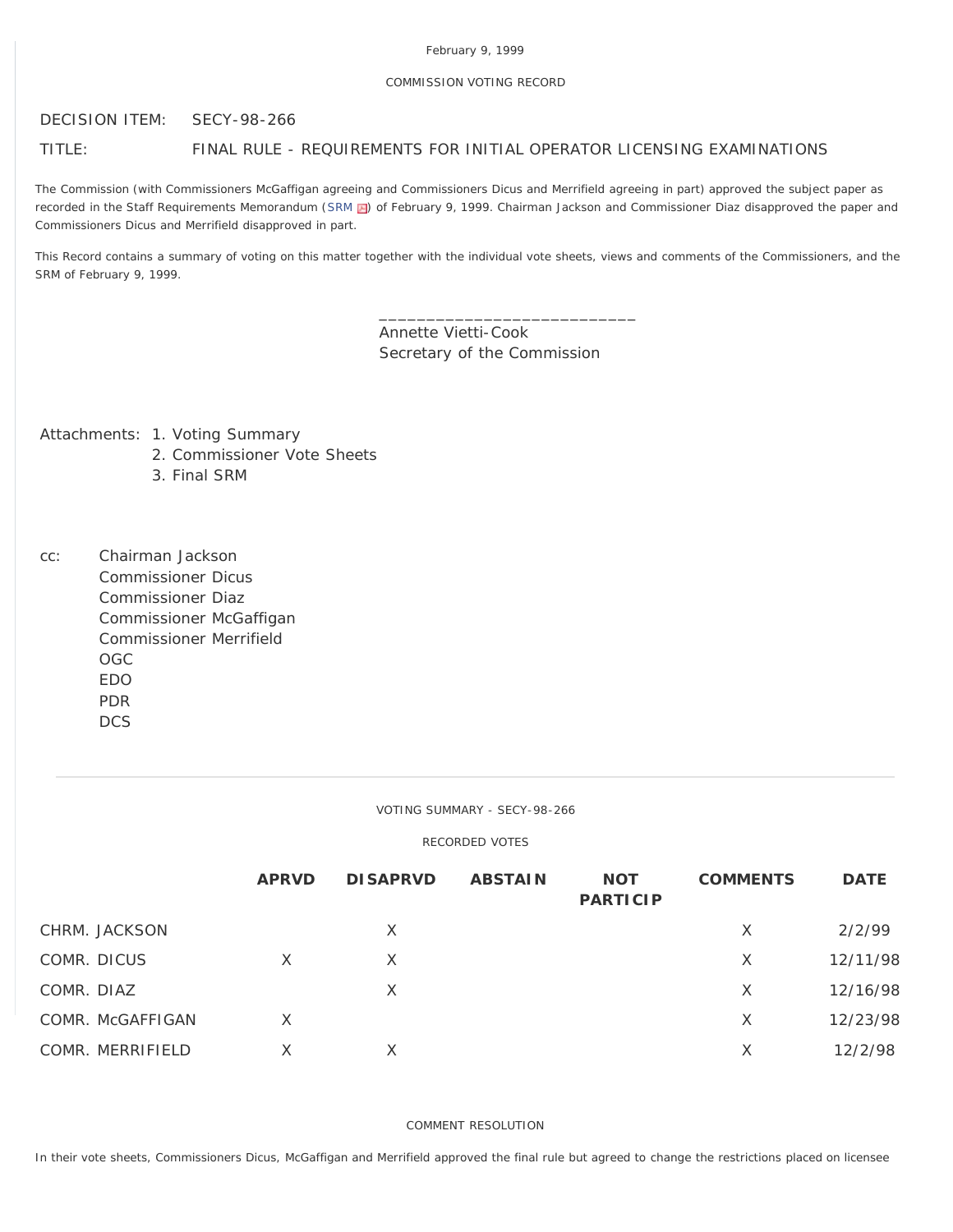February 9, 1999

COMMISSION VOTING RECORD

DECISION ITEM: SECY-98-266

TITLE: FINAL RULE - REQUIREMENTS FOR INITIAL OPERATOR LICENSING EXAMINATIONS

The Commission (with Commissioners McGaffigan agreeing and Commissioners Dicus and Merrifield agreeing in part) approved the subject paper as recorded in the Staff Requirements Memorandum (SRM) of February 9, 1999. Chairman Jackson and Commissioner Diaz disapproved the paper and Commissioners Dicus and Merrifield disapproved in part.

This Record contains a summary of voting on this matter together with the individual vote sheets, views and comments of the Commissioners, and the SRM of February 9, 1999.

\_\_\_\_\_\_\_\_\_\_\_\_\_\_\_\_\_\_\_\_\_\_\_\_\_\_\_\_
Annette Vietti-Cook
Secretary of the Commission

Attachments:
1. Voting Summary
2. Commissioner Vote Sheets
3. Final SRM

cc:
Chairman Jackson
Commissioner Dicus
Commissioner Diaz
Commissioner McGaffigan
Commissioner Merrifield
OGC
EDO
PDR
DCS

---

VOTING SUMMARY - SECY-98-266

RECORDED VOTES

| | APRVD | DISAPRVD | ABSTAIN | NOT PARTICIP | COMMENTS | DATE |
|---|---|---|---|---|---|---|
| CHRM. JACKSON | | X | | | X | 2/2/99 |
| COMR. DICUS | X | X | | | X | 12/11/98 |
| COMR. DIAZ | | X | | | X | 12/16/98 |
| COMR. McGAFFIGAN | X | | | | X | 12/23/98 |
| COMR. MERRIFIELD | X | X | | | X | 12/2/98 |

COMMENT RESOLUTION

In their vote sheets, Commissioners Dicus, McGaffigan and Merrifield approved the final rule but agreed to change the restrictions placed on licensee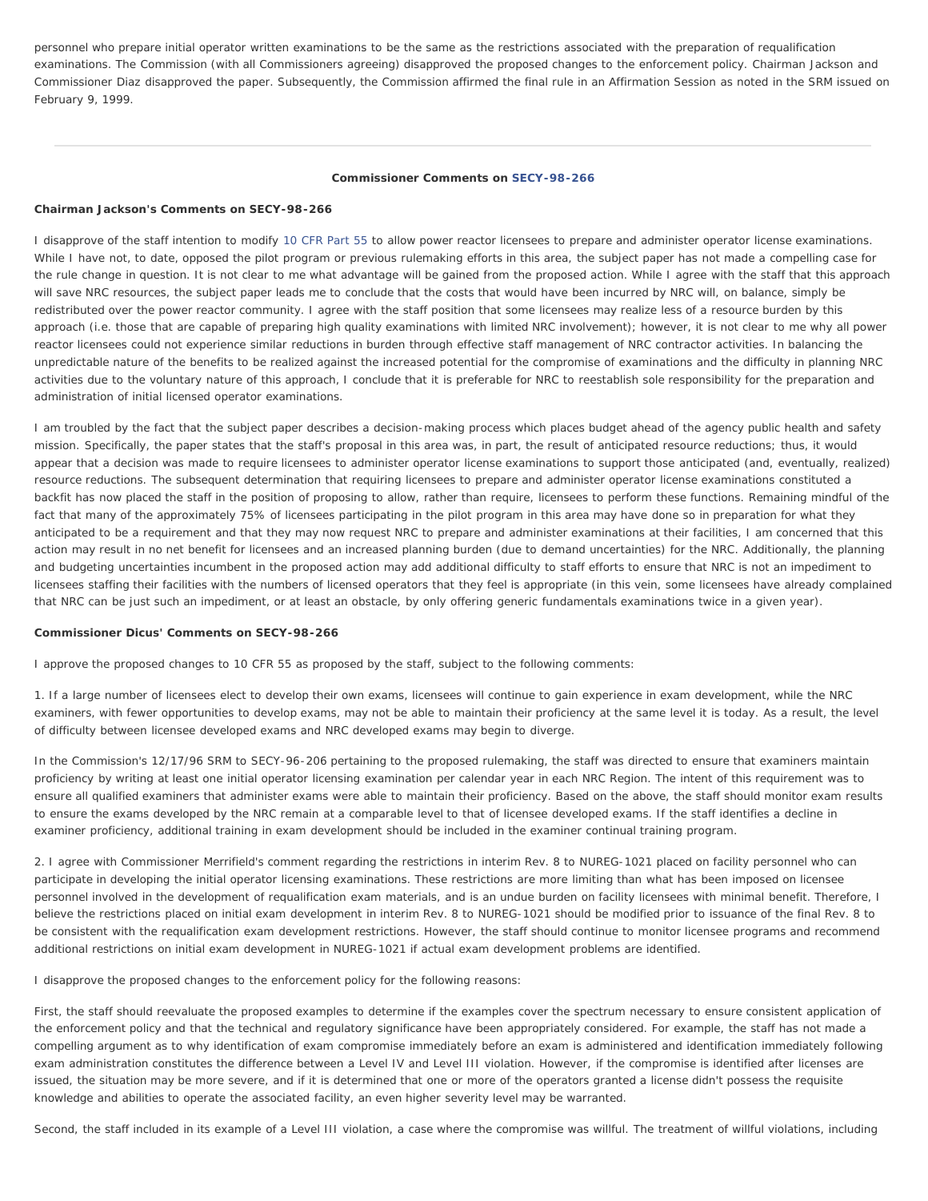personnel who prepare initial operator written examinations to be the same as the restrictions associated with the preparation of requalification examinations. The Commission (with all Commissioners agreeing) disapproved the proposed changes to the enforcement policy. Chairman Jackson and Commissioner Diaz disapproved the paper. Subsequently, the Commission affirmed the final rule in an Affirmation Session as noted in the SRM issued on February 9, 1999.

---

**Commissioner Comments on SECY-98-266**

**Chairman Jackson's Comments on SECY-98-266**

I disapprove of the staff intention to modify 10 CFR Part 55 to allow power reactor licensees to prepare and administer operator license examinations. While I have not, to date, opposed the pilot program or previous rulemaking efforts in this area, the subject paper has not made a compelling case for the rule change in question. It is not clear to me what advantage will be gained from the proposed action. While I agree with the staff that this approach will save NRC resources, the subject paper leads me to conclude that the costs that would have been incurred by NRC will, on balance, simply be redistributed over the power reactor community. I agree with the staff position that some licensees may realize less of a resource burden by this approach (i.e. those that are capable of preparing high quality examinations with limited NRC involvement); however, it is not clear to me why all power reactor licensees could not experience similar reductions in burden through effective staff management of NRC contractor activities. In balancing the unpredictable nature of the benefits to be realized against the increased potential for the compromise of examinations and the difficulty in planning NRC activities due to the voluntary nature of this approach, I conclude that it is preferable for NRC to reestablish sole responsibility for the preparation and administration of initial licensed operator examinations.

I am troubled by the fact that the subject paper describes a decision-making process which places budget ahead of the agency public health and safety mission. Specifically, the paper states that the staff's proposal in this area was, in part, the result of anticipated resource reductions; thus, it would appear that a decision was made to require licensees to administer operator license examinations to support those anticipated (and, eventually, realized) resource reductions. The subsequent determination that requiring licensees to prepare and administer operator license examinations constituted a backfit has now placed the staff in the position of proposing to allow, rather than require, licensees to perform these functions. Remaining mindful of the fact that many of the approximately 75% of licensees participating in the pilot program in this area may have done so in preparation for what they anticipated to be a requirement and that they may now request NRC to prepare and administer examinations at their facilities, I am concerned that this action may result in no net benefit for licensees and an increased planning burden (due to demand uncertainties) for the NRC. Additionally, the planning and budgeting uncertainties incumbent in the proposed action may add additional difficulty to staff efforts to ensure that NRC is not an impediment to licensees staffing their facilities with the numbers of licensed operators that they feel is appropriate (in this vein, some licensees have already complained that NRC can be just such an impediment, or at least an obstacle, by only offering generic fundamentals examinations twice in a given year).

**Commissioner Dicus' Comments on SECY-98-266**

I approve the proposed changes to 10 CFR 55 as proposed by the staff, subject to the following comments:

1. If a large number of licensees elect to develop their own exams, licensees will continue to gain experience in exam development, while the NRC examiners, with fewer opportunities to develop exams, may not be able to maintain their proficiency at the same level it is today. As a result, the level of difficulty between licensee developed exams and NRC developed exams may begin to diverge.

In the Commission's 12/17/96 SRM to SECY-96-206 pertaining to the proposed rulemaking, the staff was directed to ensure that examiners maintain proficiency by writing at least one initial operator licensing examination per calendar year in each NRC Region. The intent of this requirement was to ensure all qualified examiners that administer exams were able to maintain their proficiency. Based on the above, the staff should monitor exam results to ensure the exams developed by the NRC remain at a comparable level to that of licensee developed exams. If the staff identifies a decline in examiner proficiency, additional training in exam development should be included in the examiner continual training program.

2. I agree with Commissioner Merrifield's comment regarding the restrictions in interim Rev. 8 to NUREG-1021 placed on facility personnel who can participate in developing the initial operator licensing examinations. These restrictions are more limiting than what has been imposed on licensee personnel involved in the development of requalification exam materials, and is an undue burden on facility licensees with minimal benefit. Therefore, I believe the restrictions placed on initial exam development in interim Rev. 8 to NUREG-1021 should be modified prior to issuance of the final Rev. 8 to be consistent with the requalification exam development restrictions. However, the staff should continue to monitor licensee programs and recommend additional restrictions on initial exam development in NUREG-1021 if actual exam development problems are identified.

I disapprove the proposed changes to the enforcement policy for the following reasons:

First, the staff should reevaluate the proposed examples to determine if the examples cover the spectrum necessary to ensure consistent application of the enforcement policy and that the technical and regulatory significance have been appropriately considered. For example, the staff has not made a compelling argument as to why identification of exam compromise immediately before an exam is administered and identification immediately following exam administration constitutes the difference between a Level IV and Level III violation. However, if the compromise is identified after licenses are issued, the situation may be more severe, and if it is determined that one or more of the operators granted a license didn't possess the requisite knowledge and abilities to operate the associated facility, an even higher severity level may be warranted.

Second, the staff included in its example of a Level III violation, a case where the compromise was willful. The treatment of willful violations, including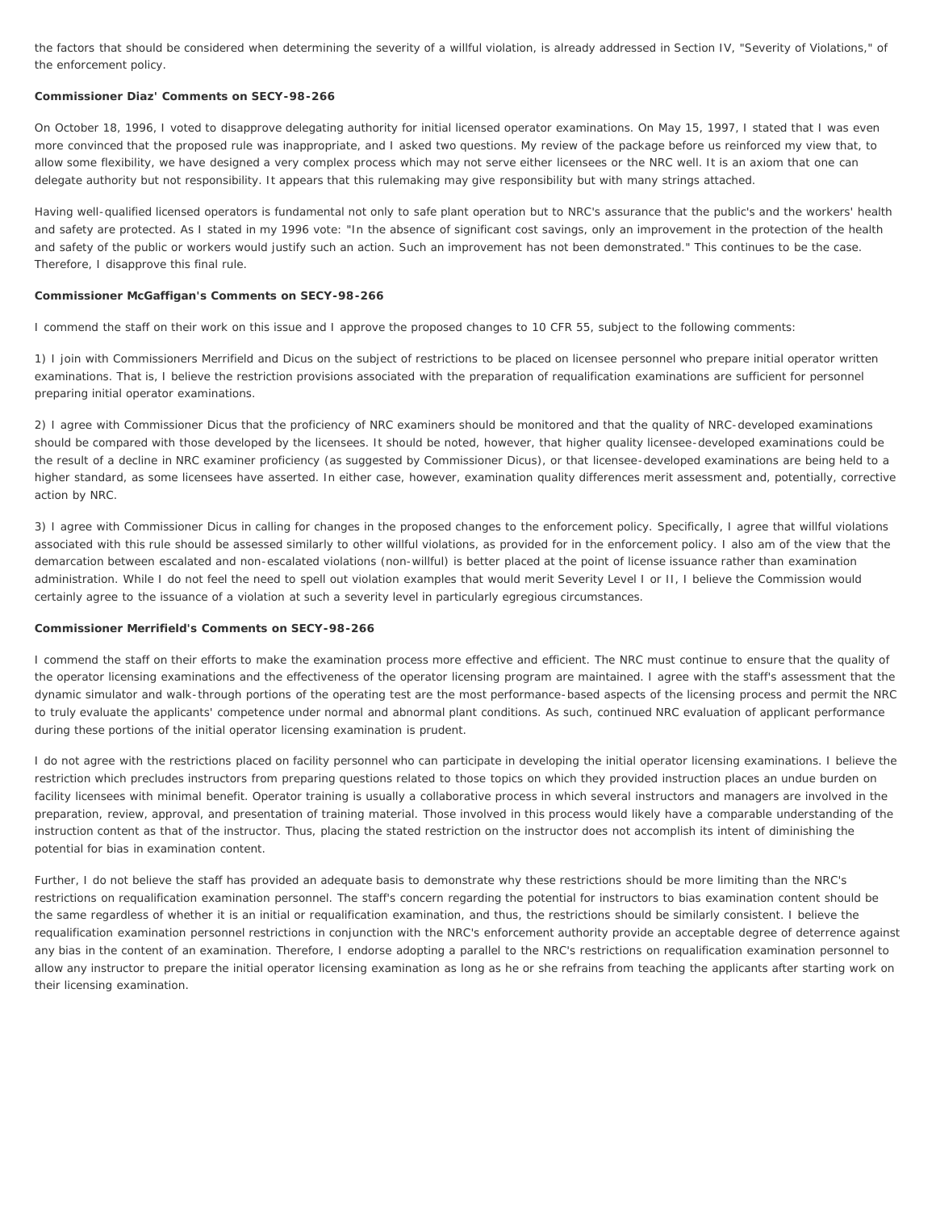the factors that should be considered when determining the severity of a willful violation, is already addressed in Section IV, "Severity of Violations," of the enforcement policy.

**Commissioner Diaz' Comments on SECY-98-266**

On October 18, 1996, I voted to disapprove delegating authority for initial licensed operator examinations. On May 15, 1997, I stated that I was even more convinced that the proposed rule was inappropriate, and I asked two questions. My review of the package before us reinforced my view that, to allow some flexibility, we have designed a very complex process which may not serve either licensees or the NRC well. It is an axiom that one can delegate authority but not responsibility. It appears that this rulemaking may give responsibility but with many strings attached.

Having well-qualified licensed operators is fundamental not only to safe plant operation but to NRC's assurance that the public's and the workers' health and safety are protected. As I stated in my 1996 vote: "In the absence of significant cost savings, only an improvement in the protection of the health and safety of the public or workers would justify such an action. Such an improvement has not been demonstrated." This continues to be the case. Therefore, I disapprove this final rule.

**Commissioner McGaffigan's Comments on SECY-98-266**

I commend the staff on their work on this issue and I approve the proposed changes to 10 CFR 55, subject to the following comments:

1) I join with Commissioners Merrifield and Dicus on the subject of restrictions to be placed on licensee personnel who prepare initial operator written examinations. That is, I believe the restriction provisions associated with the preparation of requalification examinations are sufficient for personnel preparing initial operator examinations.

2) I agree with Commissioner Dicus that the proficiency of NRC examiners should be monitored and that the quality of NRC-developed examinations should be compared with those developed by the licensees. It should be noted, however, that higher quality licensee-developed examinations could be the result of a decline in NRC examiner proficiency (as suggested by Commissioner Dicus), or that licensee-developed examinations are being held to a higher standard, as some licensees have asserted. In either case, however, examination quality differences merit assessment and, potentially, corrective action by NRC.

3) I agree with Commissioner Dicus in calling for changes in the proposed changes to the enforcement policy. Specifically, I agree that willful violations associated with this rule should be assessed similarly to other willful violations, as provided for in the enforcement policy. I also am of the view that the demarcation between escalated and non-escalated violations (non-willful) is better placed at the point of license issuance rather than examination administration. While I do not feel the need to spell out violation examples that would merit Severity Level I or II, I believe the Commission would certainly agree to the issuance of a violation at such a severity level in particularly egregious circumstances.

**Commissioner Merrifield's Comments on SECY-98-266**

I commend the staff on their efforts to make the examination process more effective and efficient. The NRC must continue to ensure that the quality of the operator licensing examinations and the effectiveness of the operator licensing program are maintained. I agree with the staff's assessment that the dynamic simulator and walk-through portions of the operating test are the most performance-based aspects of the licensing process and permit the NRC to truly evaluate the applicants' competence under normal and abnormal plant conditions. As such, continued NRC evaluation of applicant performance during these portions of the initial operator licensing examination is prudent.

I do not agree with the restrictions placed on facility personnel who can participate in developing the initial operator licensing examinations. I believe the restriction which precludes instructors from preparing questions related to those topics on which they provided instruction places an undue burden on facility licensees with minimal benefit. Operator training is usually a collaborative process in which several instructors and managers are involved in the preparation, review, approval, and presentation of training material. Those involved in this process would likely have a comparable understanding of the instruction content as that of the instructor. Thus, placing the stated restriction on the instructor does not accomplish its intent of diminishing the potential for bias in examination content.

Further, I do not believe the staff has provided an adequate basis to demonstrate why these restrictions should be more limiting than the NRC's restrictions on requalification examination personnel. The staff's concern regarding the potential for instructors to bias examination content should be the same regardless of whether it is an initial or requalification examination, and thus, the restrictions should be similarly consistent. I believe the requalification examination personnel restrictions in conjunction with the NRC's enforcement authority provide an acceptable degree of deterrence against any bias in the content of an examination. Therefore, I endorse adopting a parallel to the NRC's restrictions on requalification examination personnel to allow any instructor to prepare the initial operator licensing examination as long as he or she refrains from teaching the applicants after starting work on their licensing examination.